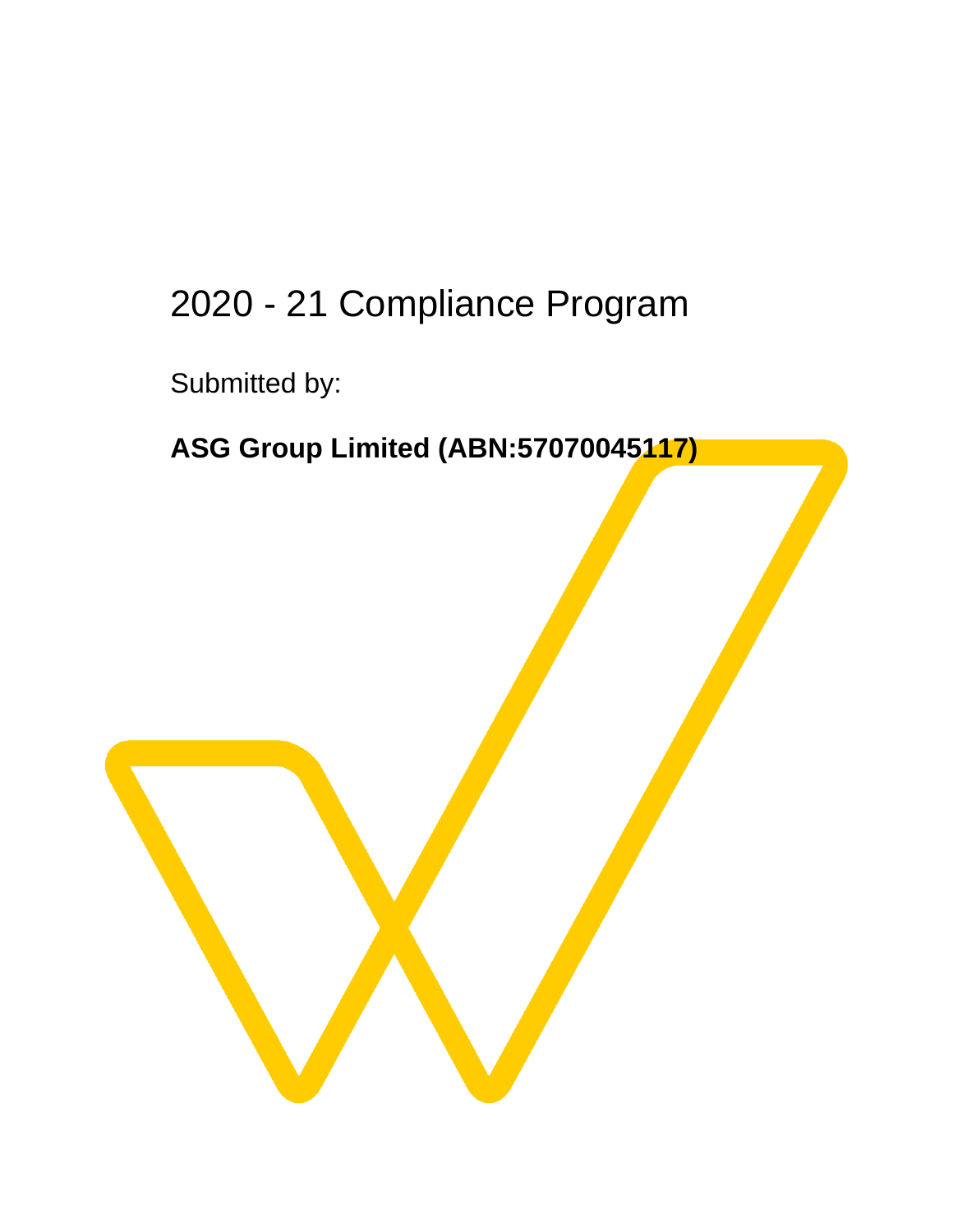# 2020 - 21 Compliance Program

Submitted by:

**ASG Group Limited (ABN:57070045117)**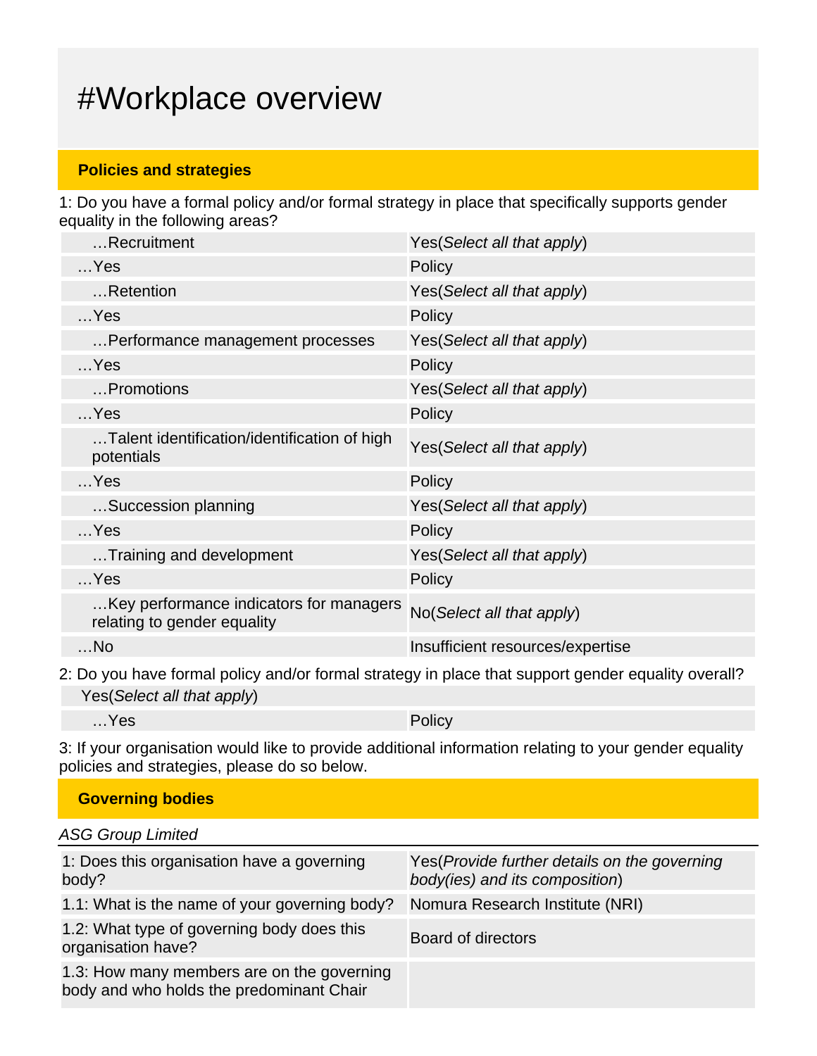# #Workplace overview

## Policies and strategies

1: Do you have a formal policy and/or formal strategy in place that specifically supports gender equality in the following areas?

| | |
|---|---|
| …Recruitment | Yes(*Select all that apply*) |
| …Yes | Policy |
| …Retention | Yes(*Select all that apply*) |
| …Yes | Policy |
| …Performance management processes | Yes(*Select all that apply*) |
| …Yes | Policy |
| …Promotions | Yes(*Select all that apply*) |
| …Yes | Policy |
| …Talent identification/identification of high potentials | Yes(*Select all that apply*) |
| …Yes | Policy |
| …Succession planning | Yes(*Select all that apply*) |
| …Yes | Policy |
| …Training and development | Yes(*Select all that apply*) |
| …Yes | Policy |
| …Key performance indicators for managers relating to gender equality | No(*Select all that apply*) |
| …No | Insufficient resources/expertise |

2: Do you have formal policy and/or formal strategy in place that support gender equality overall?

| | |
|---|---|
| Yes(*Select all that apply*) | |
| …Yes | Policy |

3: If your organisation would like to provide additional information relating to your gender equality policies and strategies, please do so below.

## Governing bodies

*ASG Group Limited*

| | |
|---|---|
| 1: Does this organisation have a governing body? | Yes(*Provide further details on the governing body(ies) and its composition*) |
| 1.1: What is the name of your governing body? | Nomura Research Institute (NRI) |
| 1.2: What type of governing body does this organisation have? | Board of directors |
| 1.3: How many members are on the governing body and who holds the predominant Chair | |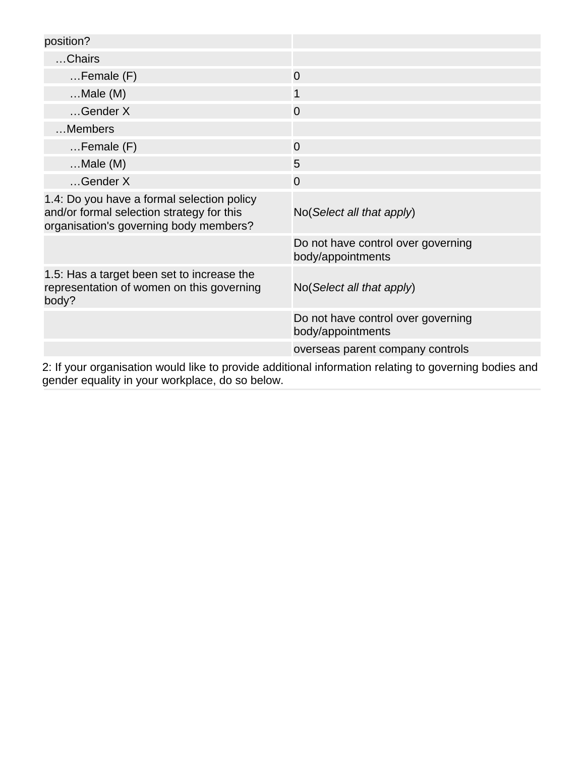| | |
|---|---|
| position? | |
| …Chairs | |
| …Female (F) | 0 |
| …Male (M) | 1 |
| …Gender X | 0 |
| …Members | |
| …Female (F) | 0 |
| …Male (M) | 5 |
| …Gender X | 0 |
| 1.4: Do you have a formal selection policy and/or formal selection strategy for this organisation's governing body members? | No(*Select all that apply*) |
| | Do not have control over governing body/appointments |
| 1.5: Has a target been set to increase the representation of women on this governing body? | No(*Select all that apply*) |
| | Do not have control over governing body/appointments |
| | overseas parent company controls |

2: If your organisation would like to provide additional information relating to governing bodies and gender equality in your workplace, do so below.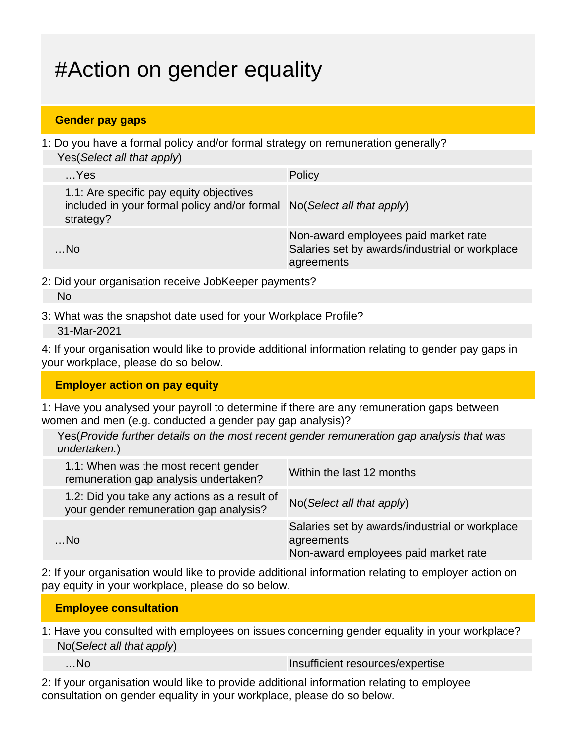# #Action on gender equality

## Gender pay gaps

1: Do you have a formal policy and/or formal strategy on remuneration generally?

Yes(*Select all that apply*)

| | |
|---|---|
| …Yes | Policy |
| 1.1: Are specific pay equity objectives included in your formal policy and/or formal strategy? | No(*Select all that apply*) |
| …No | Non-award employees paid market rate<br>Salaries set by awards/industrial or workplace agreements |

2: Did your organisation receive JobKeeper payments?

No

3: What was the snapshot date used for your Workplace Profile?

31-Mar-2021

4: If your organisation would like to provide additional information relating to gender pay gaps in your workplace, please do so below.

## Employer action on pay equity

1: Have you analysed your payroll to determine if there are any remuneration gaps between women and men (e.g. conducted a gender pay gap analysis)?

Yes(*Provide further details on the most recent gender remuneration gap analysis that was undertaken.*)

| | |
|---|---|
| 1.1: When was the most recent gender remuneration gap analysis undertaken? | Within the last 12 months |
| 1.2: Did you take any actions as a result of your gender remuneration gap analysis? | No(*Select all that apply*) |
| …No | Salaries set by awards/industrial or workplace agreements<br>Non-award employees paid market rate |

2: If your organisation would like to provide additional information relating to employer action on pay equity in your workplace, please do so below.

## Employee consultation

1: Have you consulted with employees on issues concerning gender equality in your workplace?

No(*Select all that apply*)

| | |
|---|---|
| …No | Insufficient resources/expertise |

2: If your organisation would like to provide additional information relating to employee consultation on gender equality in your workplace, please do so below.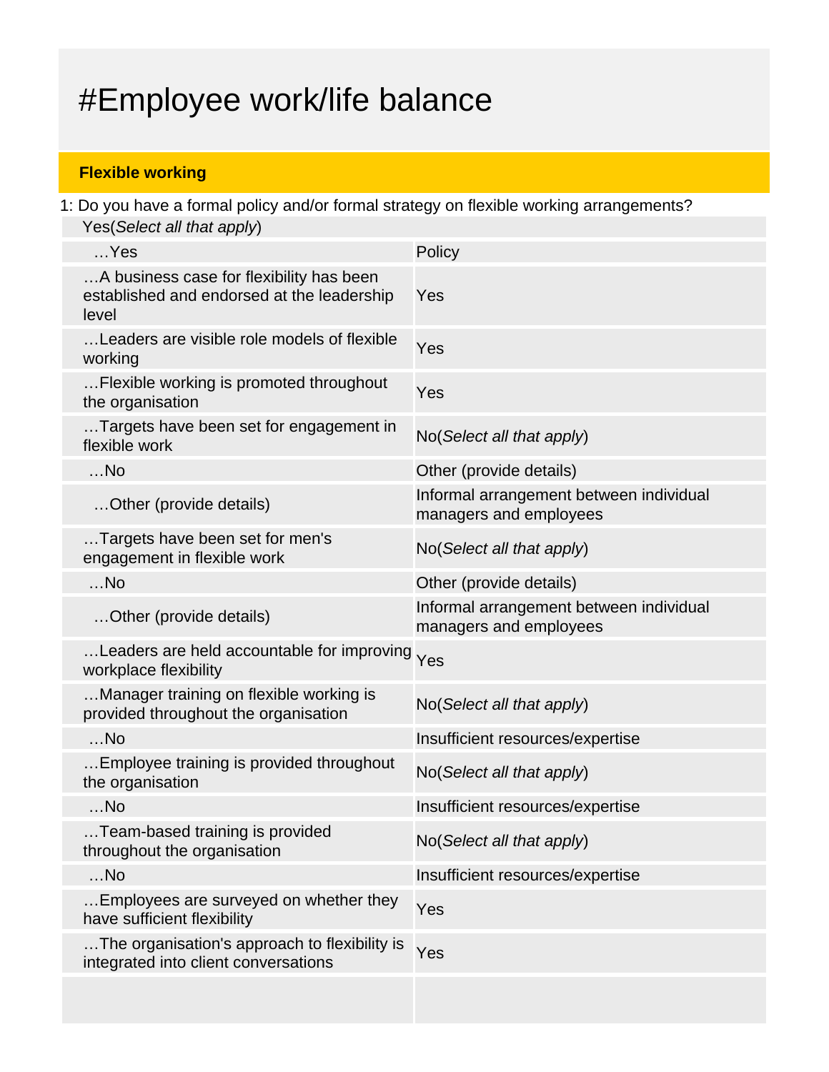# #Employee work/life balance

## Flexible working

1: Do you have a formal policy and/or formal strategy on flexible working arrangements?

Yes(*Select all that apply*)

| | |
|---|---|
| …Yes | Policy |
| …A business case for flexibility has been established and endorsed at the leadership level | Yes |
| …Leaders are visible role models of flexible working | Yes |
| …Flexible working is promoted throughout the organisation | Yes |
| …Targets have been set for engagement in flexible work | No(*Select all that apply*) |
| …No | Other (provide details) |
| …Other (provide details) | Informal arrangement between individual managers and employees |
| …Targets have been set for men's engagement in flexible work | No(*Select all that apply*) |
| …No | Other (provide details) |
| …Other (provide details) | Informal arrangement between individual managers and employees |
| …Leaders are held accountable for improving workplace flexibility | Yes |
| …Manager training on flexible working is provided throughout the organisation | No(*Select all that apply*) |
| …No | Insufficient resources/expertise |
| …Employee training is provided throughout the organisation | No(*Select all that apply*) |
| …No | Insufficient resources/expertise |
| …Team-based training is provided throughout the organisation | No(*Select all that apply*) |
| …No | Insufficient resources/expertise |
| …Employees are surveyed on whether they have sufficient flexibility | Yes |
| …The organisation's approach to flexibility is integrated into client conversations | Yes |
| | |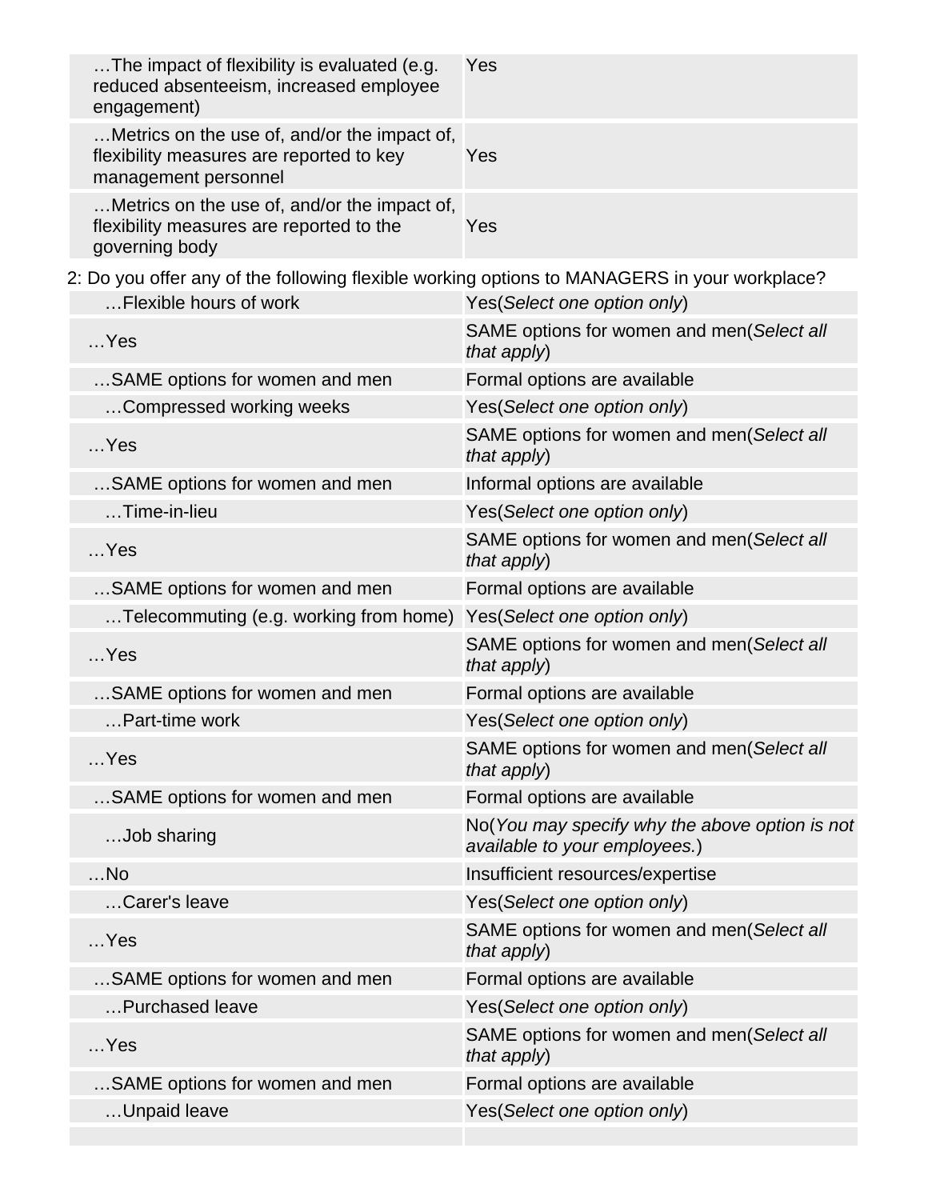| | |
|---|---|
| …The impact of flexibility is evaluated (e.g. reduced absenteeism, increased employee engagement) | Yes |
| …Metrics on the use of, and/or the impact of, flexibility measures are reported to key management personnel | Yes |
| …Metrics on the use of, and/or the impact of, flexibility measures are reported to the governing body | Yes |

2: Do you offer any of the following flexible working options to MANAGERS in your workplace?

| | |
|---|---|
| …Flexible hours of work | Yes(*Select one option only*) |
| …Yes | SAME options for women and men(*Select all that apply*) |
| …SAME options for women and men | Formal options are available |
| …Compressed working weeks | Yes(*Select one option only*) |
| …Yes | SAME options for women and men(*Select all that apply*) |
| …SAME options for women and men | Informal options are available |
| …Time-in-lieu | Yes(*Select one option only*) |
| …Yes | SAME options for women and men(*Select all that apply*) |
| …SAME options for women and men | Formal options are available |
| …Telecommuting (e.g. working from home) | Yes(*Select one option only*) |
| …Yes | SAME options for women and men(*Select all that apply*) |
| …SAME options for women and men | Formal options are available |
| …Part-time work | Yes(*Select one option only*) |
| …Yes | SAME options for women and men(*Select all that apply*) |
| …SAME options for women and men | Formal options are available |
| …Job sharing | No(*You may specify why the above option is not available to your employees.*) |
| …No | Insufficient resources/expertise |
| …Carer's leave | Yes(*Select one option only*) |
| …Yes | SAME options for women and men(*Select all that apply*) |
| …SAME options for women and men | Formal options are available |
| …Purchased leave | Yes(*Select one option only*) |
| …Yes | SAME options for women and men(*Select all that apply*) |
| …SAME options for women and men | Formal options are available |
| …Unpaid leave | Yes(*Select one option only*) |
| | |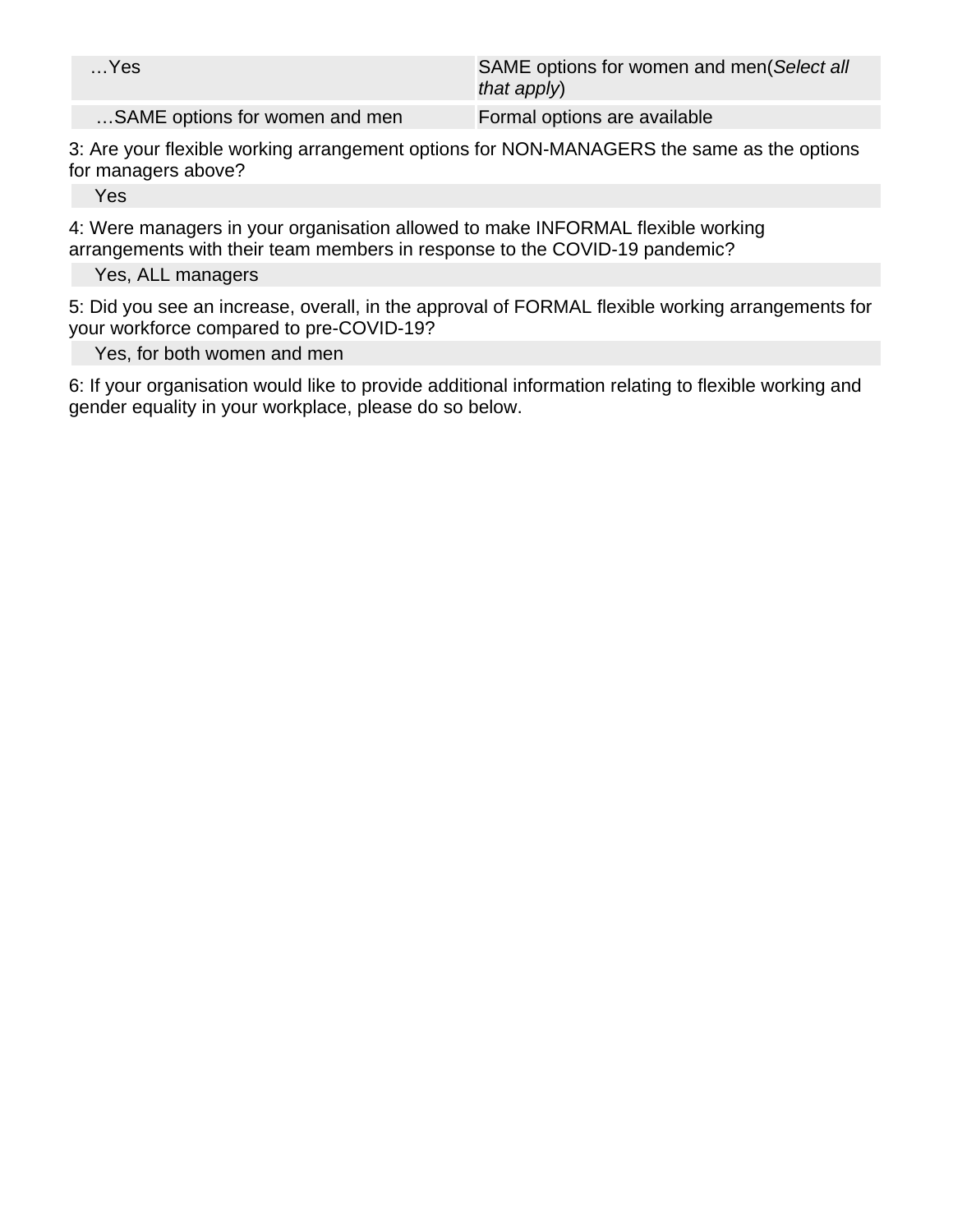| …Yes | SAME options for women and men(*Select all that apply*) |
|---|---|
| …SAME options for women and men | Formal options are available |

3: Are your flexible working arrangement options for NON-MANAGERS the same as the options for managers above?

| Yes |
|---|

4: Were managers in your organisation allowed to make INFORMAL flexible working arrangements with their team members in response to the COVID-19 pandemic?

| Yes, ALL managers |
|---|

5: Did you see an increase, overall, in the approval of FORMAL flexible working arrangements for your workforce compared to pre-COVID-19?

| Yes, for both women and men |
|---|

6: If your organisation would like to provide additional information relating to flexible working and gender equality in your workplace, please do so below.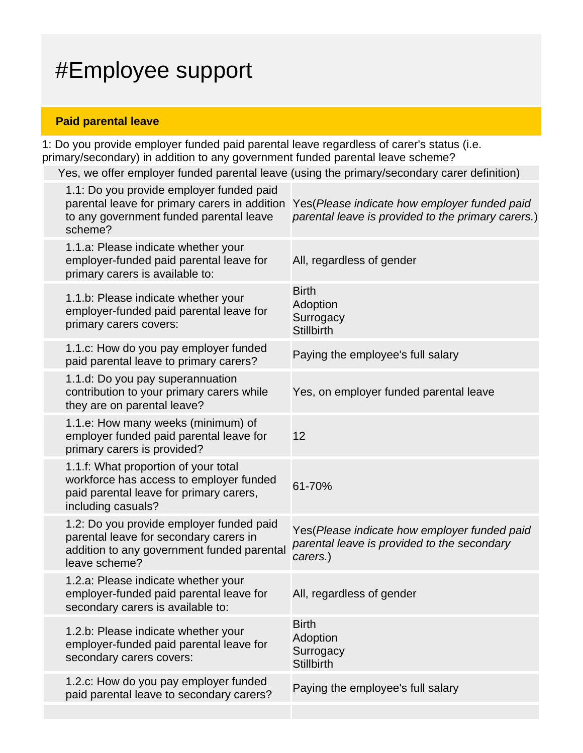# #Employee support

## Paid parental leave

1: Do you provide employer funded paid parental leave regardless of carer's status (i.e. primary/secondary) in addition to any government funded parental leave scheme?

Yes, we offer employer funded parental leave (using the primary/secondary carer definition)

| | |
|---|---|
| 1.1: Do you provide employer funded paid parental leave for primary carers in addition to any government funded parental leave scheme? | Yes(*Please indicate how employer funded paid parental leave is provided to the primary carers.*) |
| 1.1.a: Please indicate whether your employer-funded paid parental leave for primary carers is available to: | All, regardless of gender |
| 1.1.b: Please indicate whether your employer-funded paid parental leave for primary carers covers: | Birth<br>Adoption<br>Surrogacy<br>Stillbirth |
| 1.1.c: How do you pay employer funded paid parental leave to primary carers? | Paying the employee's full salary |
| 1.1.d: Do you pay superannuation contribution to your primary carers while they are on parental leave? | Yes, on employer funded parental leave |
| 1.1.e: How many weeks (minimum) of employer funded paid parental leave for primary carers is provided? | 12 |
| 1.1.f: What proportion of your total workforce has access to employer funded paid parental leave for primary carers, including casuals? | 61-70% |
| 1.2: Do you provide employer funded paid parental leave for secondary carers in addition to any government funded parental leave scheme? | Yes(*Please indicate how employer funded paid parental leave is provided to the secondary carers.*) |
| 1.2.a: Please indicate whether your employer-funded paid parental leave for secondary carers is available to: | All, regardless of gender |
| 1.2.b: Please indicate whether your employer-funded paid parental leave for secondary carers covers: | Birth<br>Adoption<br>Surrogacy<br>Stillbirth |
| 1.2.c: How do you pay employer funded paid parental leave to secondary carers? | Paying the employee's full salary |
| | |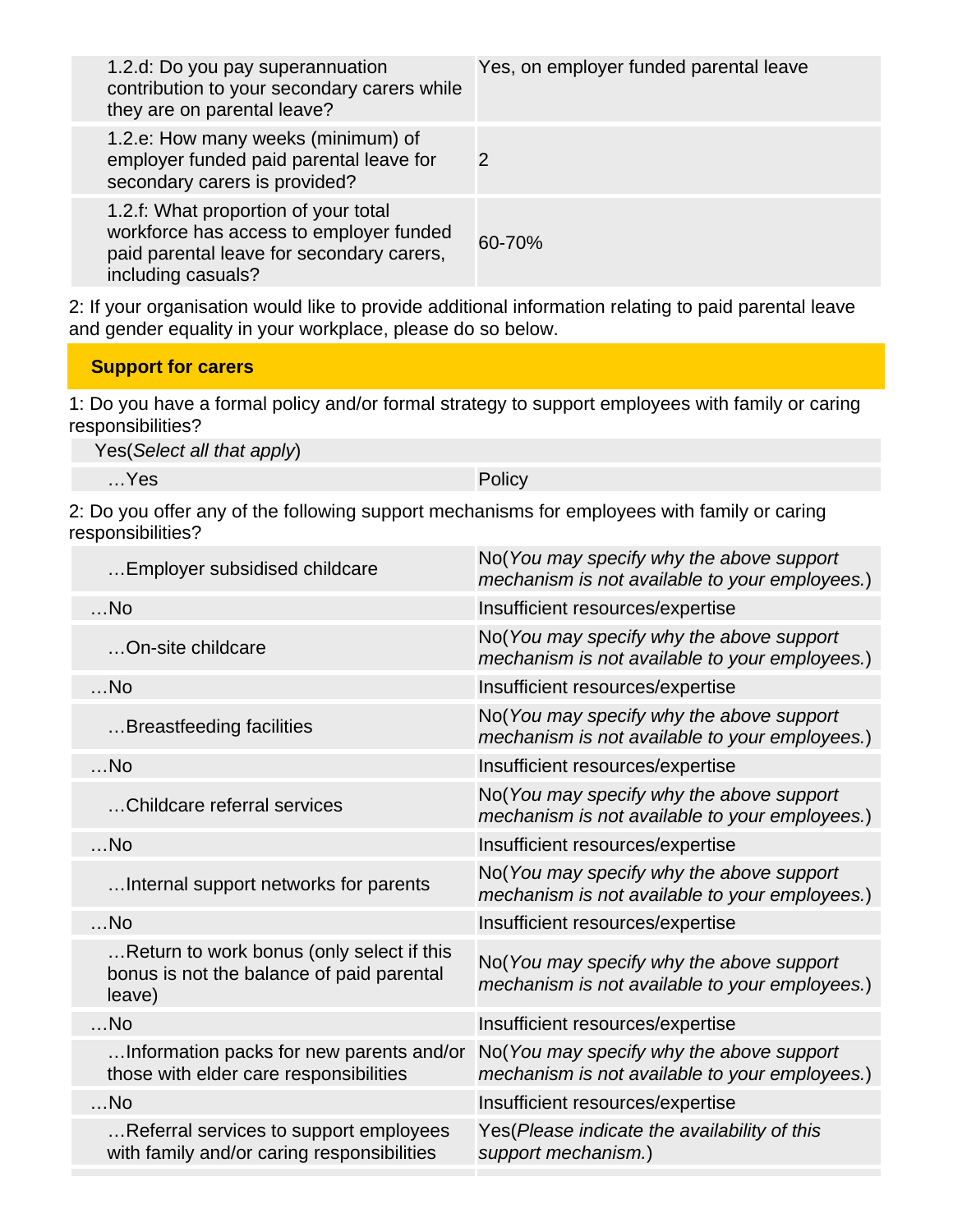| | |
|---|---|
| 1.2.d: Do you pay superannuation contribution to your secondary carers while they are on parental leave? | Yes, on employer funded parental leave |
| 1.2.e: How many weeks (minimum) of employer funded paid parental leave for secondary carers is provided? | 2 |
| 1.2.f: What proportion of your total workforce has access to employer funded paid parental leave for secondary carers, including casuals? | 60-70% |

2: If your organisation would like to provide additional information relating to paid parental leave and gender equality in your workplace, please do so below.

## Support for carers

1: Do you have a formal policy and/or formal strategy to support employees with family or caring responsibilities?

| | |
|---|---|
| Yes(*Select all that apply*) | |
| …Yes | Policy |

2: Do you offer any of the following support mechanisms for employees with family or caring responsibilities?

| | |
|---|---|
| …Employer subsidised childcare | No(*You may specify why the above support mechanism is not available to your employees.*) |
| …No | Insufficient resources/expertise |
| …On-site childcare | No(*You may specify why the above support mechanism is not available to your employees.*) |
| …No | Insufficient resources/expertise |
| …Breastfeeding facilities | No(*You may specify why the above support mechanism is not available to your employees.*) |
| …No | Insufficient resources/expertise |
| …Childcare referral services | No(*You may specify why the above support mechanism is not available to your employees.*) |
| …No | Insufficient resources/expertise |
| …Internal support networks for parents | No(*You may specify why the above support mechanism is not available to your employees.*) |
| …No | Insufficient resources/expertise |
| …Return to work bonus (only select if this bonus is not the balance of paid parental leave) | No(*You may specify why the above support mechanism is not available to your employees.*) |
| …No | Insufficient resources/expertise |
| …Information packs for new parents and/or those with elder care responsibilities | No(*You may specify why the above support mechanism is not available to your employees.*) |
| …No | Insufficient resources/expertise |
| …Referral services to support employees with family and/or caring responsibilities | Yes(*Please indicate the availability of this support mechanism.*) |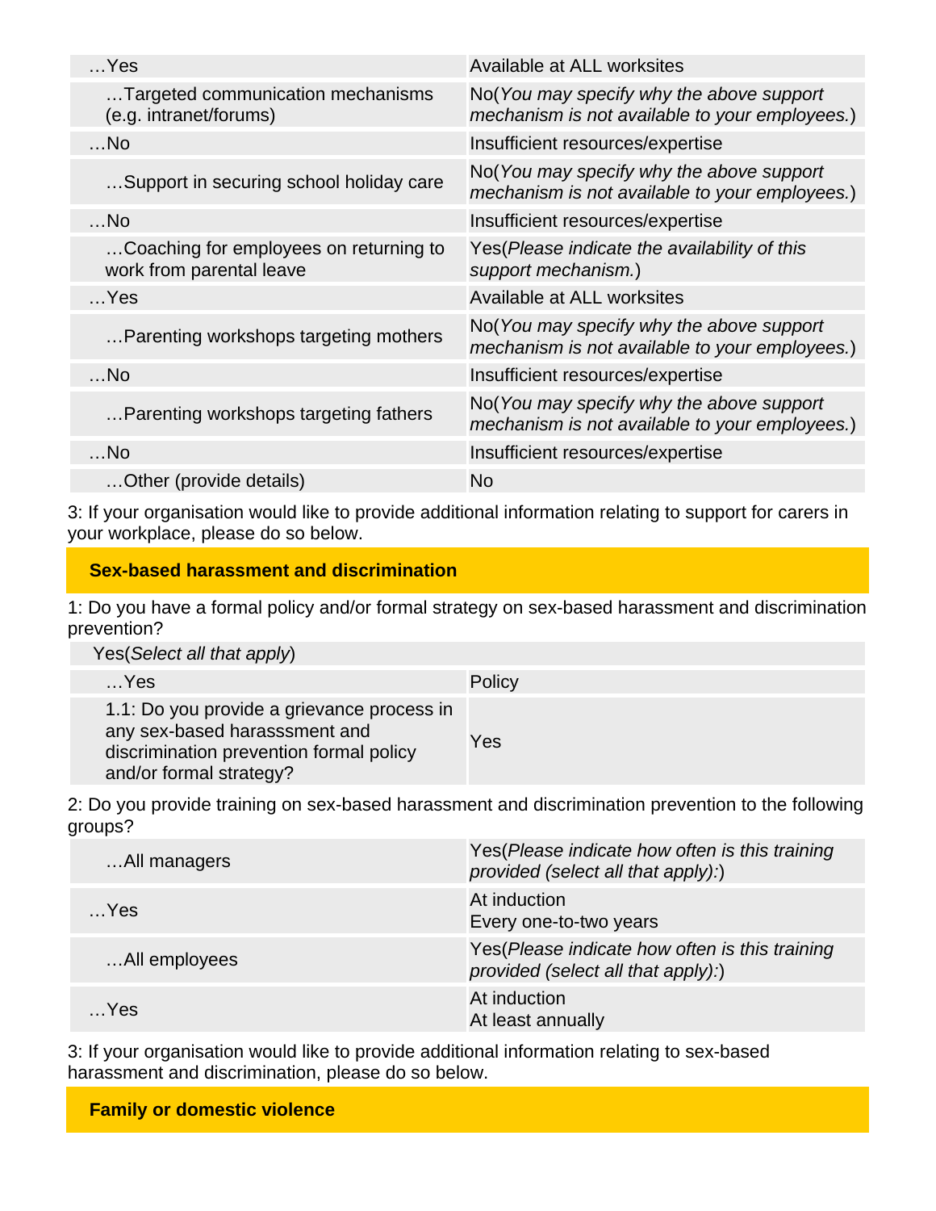| | |
|---|---|
| …Yes | Available at ALL worksites |
| …Targeted communication mechanisms (e.g. intranet/forums) | No(*You may specify why the above support mechanism is not available to your employees.*) |
| …No | Insufficient resources/expertise |
| …Support in securing school holiday care | No(*You may specify why the above support mechanism is not available to your employees.*) |
| …No | Insufficient resources/expertise |
| …Coaching for employees on returning to work from parental leave | Yes(*Please indicate the availability of this support mechanism.*) |
| …Yes | Available at ALL worksites |
| …Parenting workshops targeting mothers | No(*You may specify why the above support mechanism is not available to your employees.*) |
| …No | Insufficient resources/expertise |
| …Parenting workshops targeting fathers | No(*You may specify why the above support mechanism is not available to your employees.*) |
| …No | Insufficient resources/expertise |
| …Other (provide details) | No |

3: If your organisation would like to provide additional information relating to support for carers in your workplace, please do so below.

## Sex-based harassment and discrimination

1: Do you have a formal policy and/or formal strategy on sex-based harassment and discrimination prevention?

| Yes(*Select all that apply*) | |
|---|---|
| …Yes | Policy |
| 1.1: Do you provide a grievance process in any sex-based harasssment and discrimination prevention formal policy and/or formal strategy? | Yes |

2: Do you provide training on sex-based harassment and discrimination prevention to the following groups?

| | |
|---|---|
| …All managers | Yes(*Please indicate how often is this training provided (select all that apply):*) |
| …Yes | At induction<br>Every one-to-two years |
| …All employees | Yes(*Please indicate how often is this training provided (select all that apply):*) |
| …Yes | At induction<br>At least annually |

3: If your organisation would like to provide additional information relating to sex-based harassment and discrimination, please do so below.

## Family or domestic violence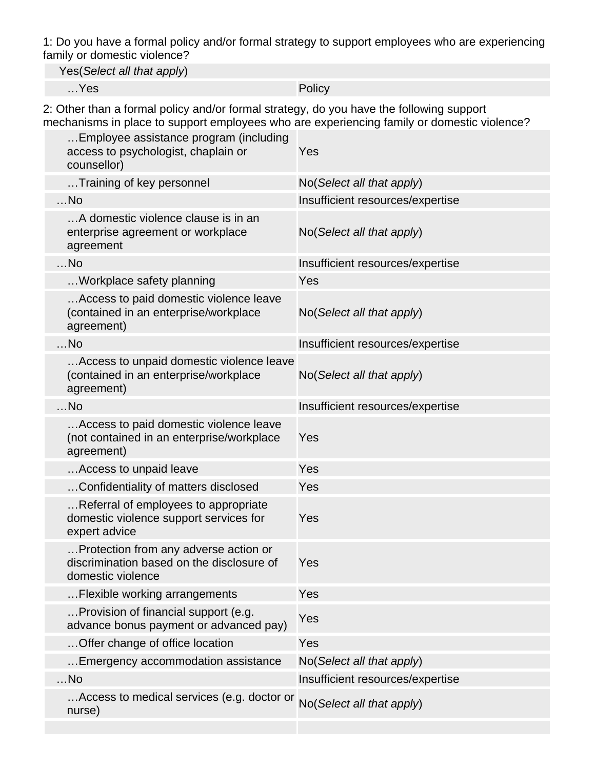1: Do you have a formal policy and/or formal strategy to support employees who are experiencing family or domestic violence?

| Yes(*Select all that apply*) | |
|---|---|
| …Yes | Policy |

2: Other than a formal policy and/or formal strategy, do you have the following support mechanisms in place to support employees who are experiencing family or domestic violence?

| | |
|---|---|
| …Employee assistance program (including access to psychologist, chaplain or counsellor) | Yes |
| …Training of key personnel | No(*Select all that apply*) |
| …No | Insufficient resources/expertise |
| …A domestic violence clause is in an enterprise agreement or workplace agreement | No(*Select all that apply*) |
| …No | Insufficient resources/expertise |
| …Workplace safety planning | Yes |
| …Access to paid domestic violence leave (contained in an enterprise/workplace agreement) | No(*Select all that apply*) |
| …No | Insufficient resources/expertise |
| …Access to unpaid domestic violence leave (contained in an enterprise/workplace agreement) | No(*Select all that apply*) |
| …No | Insufficient resources/expertise |
| …Access to paid domestic violence leave (not contained in an enterprise/workplace agreement) | Yes |
| …Access to unpaid leave | Yes |
| …Confidentiality of matters disclosed | Yes |
| …Referral of employees to appropriate domestic violence support services for expert advice | Yes |
| …Protection from any adverse action or discrimination based on the disclosure of domestic violence | Yes |
| …Flexible working arrangements | Yes |
| …Provision of financial support (e.g. advance bonus payment or advanced pay) | Yes |
| …Offer change of office location | Yes |
| …Emergency accommodation assistance | No(*Select all that apply*) |
| …No | Insufficient resources/expertise |
| …Access to medical services (e.g. doctor or nurse) | No(*Select all that apply*) |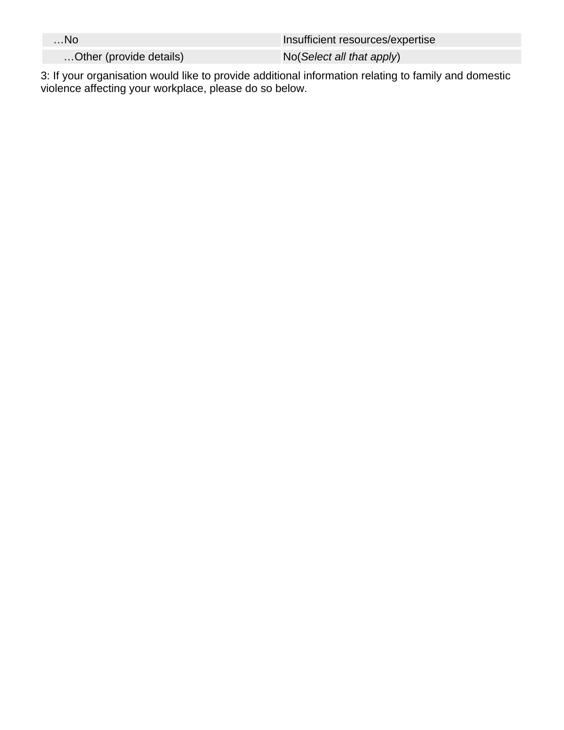| …No | Insufficient resources/expertise |
| --- | --- |
| …Other (provide details) | No(*Select all that apply*) |

3: If your organisation would like to provide additional information relating to family and domestic violence affecting your workplace, please do so below.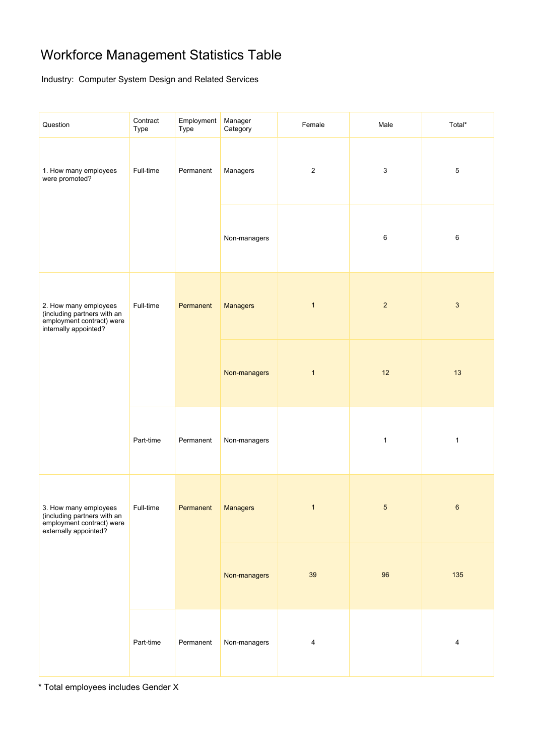# Workforce Management Statistics Table

Industry: Computer System Design and Related Services

| Question | Contract Type | Employment Type | Manager Category | Female | Male | Total* |
|---|---|---|---|---|---|---|
| 1. How many employees were promoted? | Full-time | Permanent | Managers | 2 | 3 | 5 |
| | | | Non-managers | | 6 | 6 |
| 2. How many employees (including partners with an employment contract) were internally appointed? | Full-time | Permanent | Managers | 1 | 2 | 3 |
| | | | Non-managers | 1 | 12 | 13 |
| | Part-time | Permanent | Non-managers | | 1 | 1 |
| 3. How many employees (including partners with an employment contract) were externally appointed? | Full-time | Permanent | Managers | 1 | 5 | 6 |
| | | | Non-managers | 39 | 96 | 135 |
| | Part-time | Permanent | Non-managers | 4 | | 4 |

* Total employees includes Gender X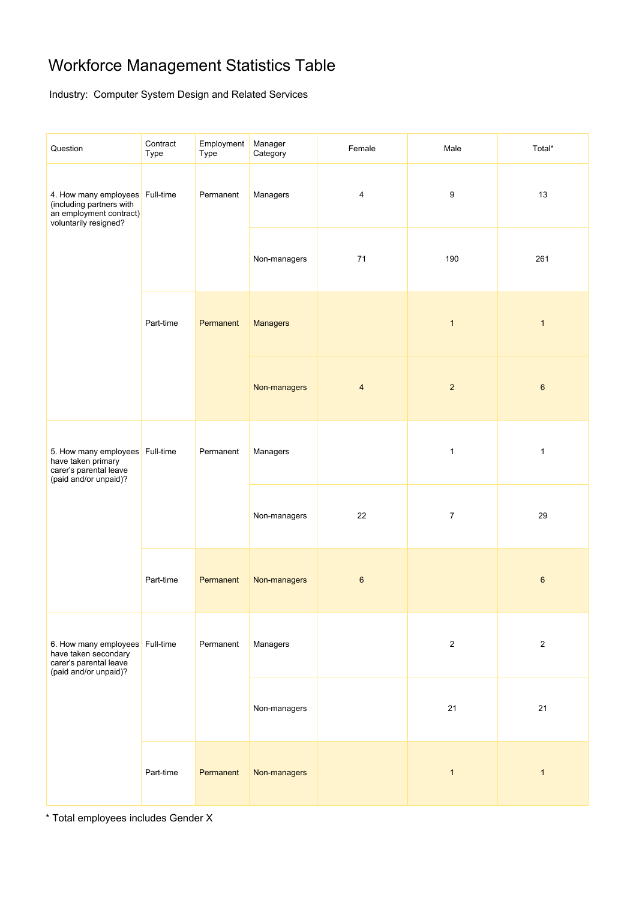# Workforce Management Statistics Table

Industry: Computer System Design and Related Services

| Question | Contract Type | Employment Type | Manager Category | Female | Male | Total* |
|---|---|---|---|---|---|---|
| 4. How many employees (including partners with an employment contract) voluntarily resigned? | Full-time | Permanent | Managers | 4 | 9 | 13 |
| | | | Non-managers | 71 | 190 | 261 |
| | Part-time | Permanent | Managers | | 1 | 1 |
| | | | Non-managers | 4 | 2 | 6 |
| 5. How many employees have taken primary carer's parental leave (paid and/or unpaid)? | Full-time | Permanent | Managers | | 1 | 1 |
| | | | Non-managers | 22 | 7 | 29 |
| | Part-time | Permanent | Non-managers | 6 | | 6 |
| 6. How many employees have taken secondary carer's parental leave (paid and/or unpaid)? | Full-time | Permanent | Managers | | 2 | 2 |
| | | | Non-managers | | 21 | 21 |
| | Part-time | Permanent | Non-managers | | 1 | 1 |

* Total employees includes Gender X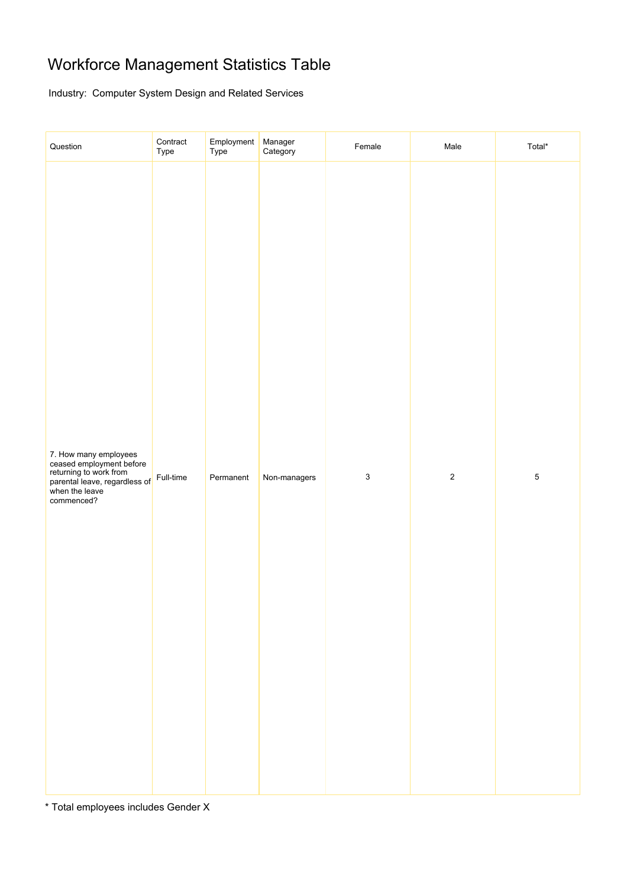# Workforce Management Statistics Table

Industry: Computer System Design and Related Services

| Question | Contract Type | Employment Type | Manager Category | Female | Male | Total* |
|---|---|---|---|---|---|---|
| 7. How many employees ceased employment before returning to work from parental leave, regardless of when the leave commenced? | Full-time | Permanent | Non-managers | 3 | 2 | 5 |

* Total employees includes Gender X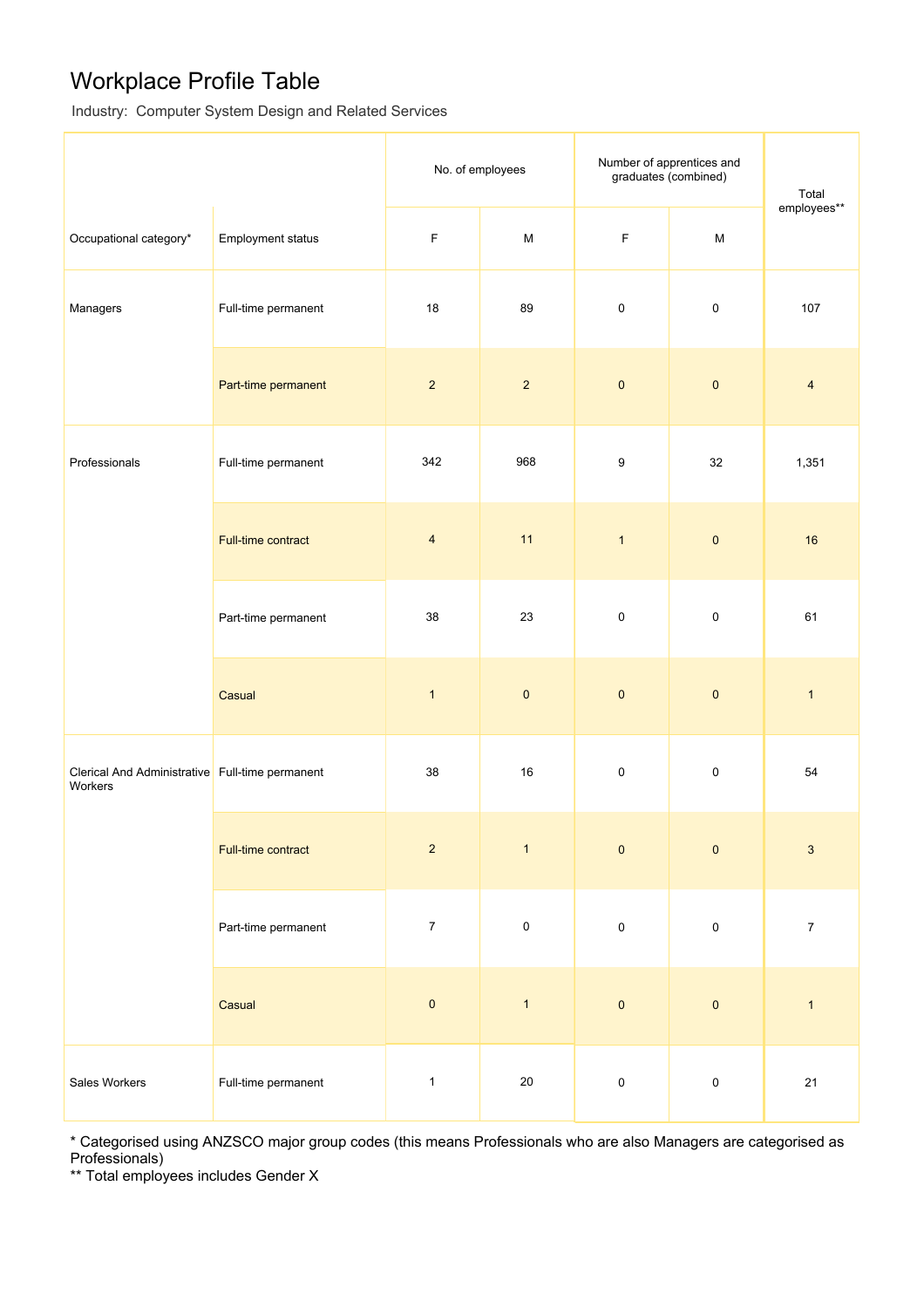# Workplace Profile Table

Industry: Computer System Design and Related Services

| Occupational category* | Employment status | No. of employees | | Number of apprentices and graduates (combined) | | Total employees** |
|---|---|---|---|---|---|---|
| | | F | M | F | M | |
| Managers | Full-time permanent | 18 | 89 | 0 | 0 | 107 |
| | Part-time permanent | 2 | 2 | 0 | 0 | 4 |
| Professionals | Full-time permanent | 342 | 968 | 9 | 32 | 1,351 |
| | Full-time contract | 4 | 11 | 1 | 0 | 16 |
| | Part-time permanent | 38 | 23 | 0 | 0 | 61 |
| | Casual | 1 | 0 | 0 | 0 | 1 |
| Clerical And Administrative Workers | Full-time permanent | 38 | 16 | 0 | 0 | 54 |
| | Full-time contract | 2 | 1 | 0 | 0 | 3 |
| | Part-time permanent | 7 | 0 | 0 | 0 | 7 |
| | Casual | 0 | 1 | 0 | 0 | 1 |
| Sales Workers | Full-time permanent | 1 | 20 | 0 | 0 | 21 |

* Categorised using ANZSCO major group codes (this means Professionals who are also Managers are categorised as Professionals)

** Total employees includes Gender X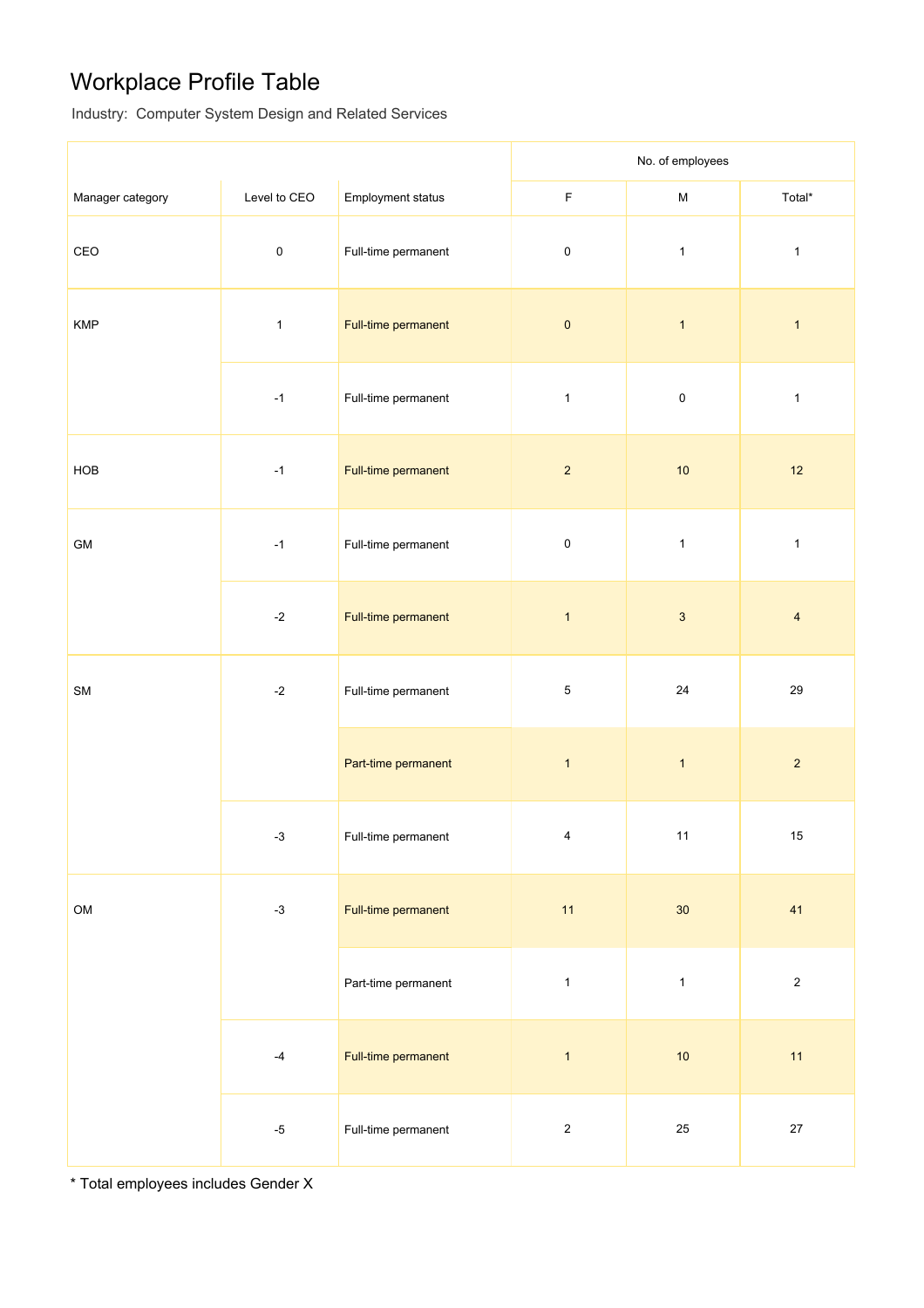# Workplace Profile Table

Industry: Computer System Design and Related Services

| | | | No. of employees | | |
|---|---|---|---|---|---|
| Manager category | Level to CEO | Employment status | F | M | Total* |
| CEO | 0 | Full-time permanent | 0 | 1 | 1 |
| KMP | 1 | Full-time permanent | 0 | 1 | 1 |
| | -1 | Full-time permanent | 1 | 0 | 1 |
| HOB | -1 | Full-time permanent | 2 | 10 | 12 |
| GM | -1 | Full-time permanent | 0 | 1 | 1 |
| | -2 | Full-time permanent | 1 | 3 | 4 |
| SM | -2 | Full-time permanent | 5 | 24 | 29 |
| | | Part-time permanent | 1 | 1 | 2 |
| | -3 | Full-time permanent | 4 | 11 | 15 |
| OM | -3 | Full-time permanent | 11 | 30 | 41 |
| | | Part-time permanent | 1 | 1 | 2 |
| | -4 | Full-time permanent | 1 | 10 | 11 |
| | -5 | Full-time permanent | 2 | 25 | 27 |

* Total employees includes Gender X